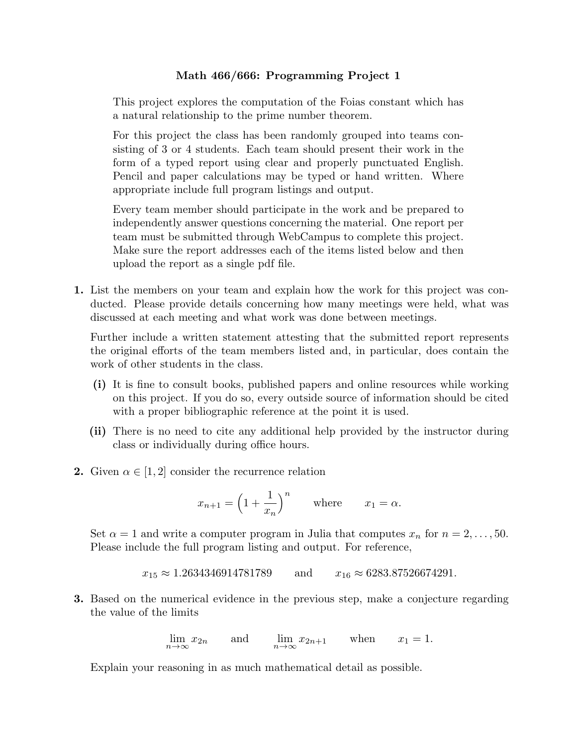# Math 466/666: Programming Project 1

This project explores the computation of the Foias constant which has a natural relationship to the prime number theorem.

For this project the class has been randomly grouped into teams consisting of 3 or 4 students. Each team should present their work in the form of a typed report using clear and properly punctuated English. Pencil and paper calculations may be typed or hand written. Where appropriate include full program listings and output.

Every team member should participate in the work and be prepared to independently answer questions concerning the material. One report per team must be submitted through WebCampus to complete this project. Make sure the report addresses each of the items listed below and then upload the report as a single pdf file.

**1.** List the members on your team and explain how the work for this project was conducted. Please provide details concerning how many meetings were held, what was discussed at each meeting and what work was done between meetings.

Further include a written statement attesting that the submitted report represents the original efforts of the team members listed and, in particular, does contain the work of other students in the class.

**(i)** It is fine to consult books, published papers and online resources while working on this project. If you do so, every outside source of information should be cited with a proper bibliographic reference at the point it is used.

**(ii)** There is no need to cite any additional help provided by the instructor during class or individually during office hours.

**2.** Given $\alpha \in [1, 2]$ consider the recurrence relation

$$x_{n+1} = \Big(1 + \frac{1}{x_n}\Big)^n \qquad \text{where} \qquad x_1 = \alpha.$$

Set $\alpha = 1$ and write a computer program in Julia that computes $x_n$ for $n = 2, \ldots, 50$. Please include the full program listing and output. For reference,

$$x_{15} \approx 1.2634346914781789 \qquad \text{and} \qquad x_{16} \approx 6283.87526674291.$$

**3.** Based on the numerical evidence in the previous step, make a conjecture regarding the value of the limits

$$\lim_{n\to\infty} x_{2n} \qquad \text{and} \qquad \lim_{n\to\infty} x_{2n+1} \qquad \text{when} \qquad x_1 = 1.$$

Explain your reasoning in as much mathematical detail as possible.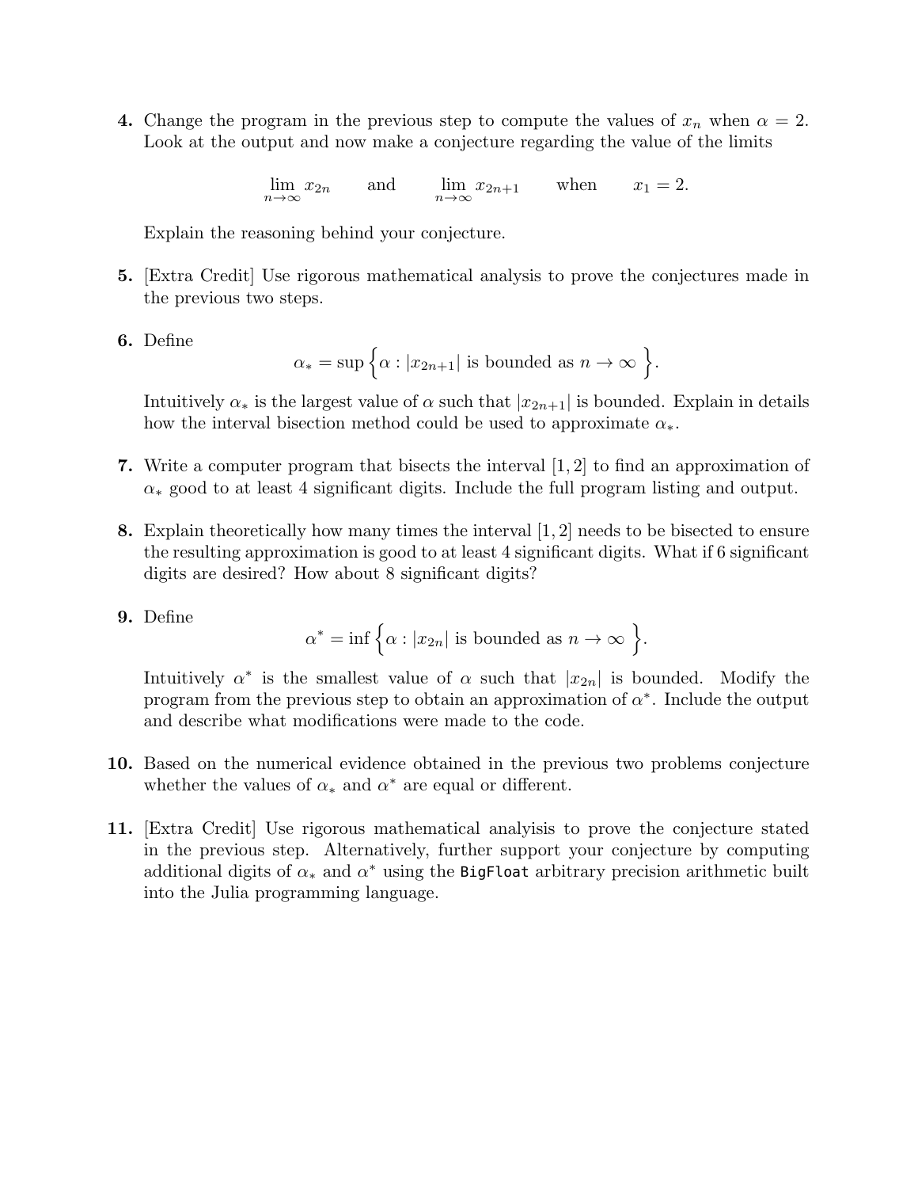**4.** Change the program in the previous step to compute the values of $x_n$ when $\alpha = 2$. Look at the output and now make a conjecture regarding the value of the limits

$$\lim_{n\to\infty} x_{2n} \qquad \text{and} \qquad \lim_{n\to\infty} x_{2n+1} \qquad \text{when} \qquad x_1 = 2.$$

Explain the reasoning behind your conjecture.

**5.** [Extra Credit] Use rigorous mathematical analysis to prove the conjectures made in the previous two steps.

**6.** Define

$$\alpha_* = \sup\Big\{\alpha : |x_{2n+1}| \text{ is bounded as } n \to \infty\Big\}.$$

Intuitively $\alpha_*$ is the largest value of $\alpha$ such that $|x_{2n+1}|$ is bounded. Explain in details how the interval bisection method could be used to approximate $\alpha_*$.

**7.** Write a computer program that bisects the interval $[1, 2]$ to find an approximation of $\alpha_*$ good to at least 4 significant digits. Include the full program listing and output.

**8.** Explain theoretically how many times the interval $[1, 2]$ needs to be bisected to ensure the resulting approximation is good to at least 4 significant digits. What if 6 significant digits are desired? How about 8 significant digits?

**9.** Define

$$\alpha^* = \inf\Big\{\alpha : |x_{2n}| \text{ is bounded as } n \to \infty\Big\}.$$

Intuitively $\alpha^*$ is the smallest value of $\alpha$ such that $|x_{2n}|$ is bounded. Modify the program from the previous step to obtain an approximation of $\alpha^*$. Include the output and describe what modifications were made to the code.

**10.** Based on the numerical evidence obtained in the previous two problems conjecture whether the values of $\alpha_*$ and $\alpha^*$ are equal or different.

**11.** [Extra Credit] Use rigorous mathematical analyisis to prove the conjecture stated in the previous step. Alternatively, further support your conjecture by computing additional digits of $\alpha_*$ and $\alpha^*$ using the `BigFloat` arbitrary precision arithmetic built into the Julia programming language.